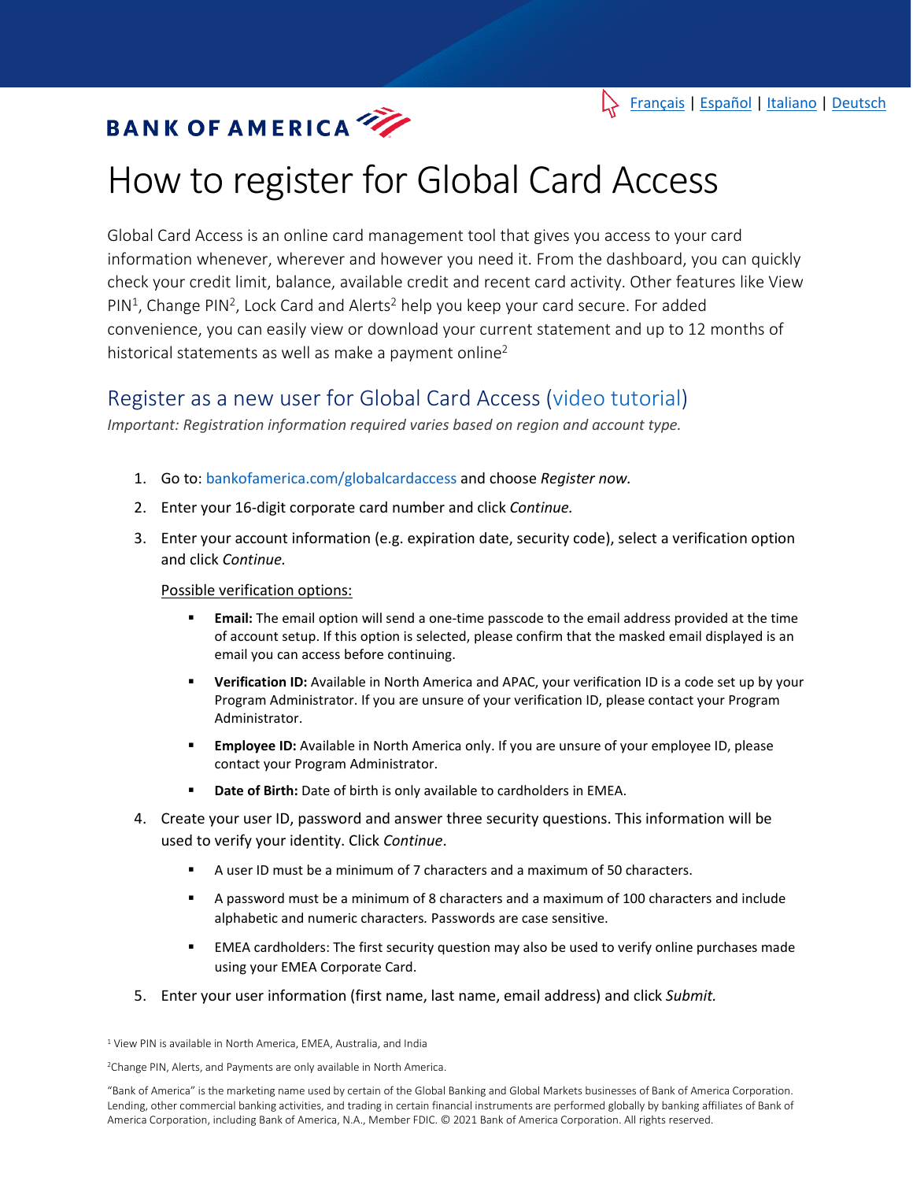Français | Español | Italiano | Deutsch

BANK OF AMERICA

# How to register for Global Card Access

Global Card Access is an online card management tool that gives you access to your card information whenever, wherever and however you need it. From the dashboard, you can quickly check your credit limit, balance, available credit and recent card activity. Other features like View PIN[1], Change PIN[2], Lock Card and Alerts[2] help you keep your card secure. For added convenience, you can easily view or download your current statement and up to 12 months of historical statements as well as make a payment online[2]

## Register as a new user for Global Card Access (video tutorial)

*Important: Registration information required varies based on region and account type.*

1. Go to: bankofamerica.com/globalcardaccess and choose *Register now.*
2. Enter your 16-digit corporate card number and click *Continue.*
3. Enter your account information (e.g. expiration date, security code), select a verification option and click *Continue.*

   Possible verification options:

   - **Email:** The email option will send a one-time passcode to the email address provided at the time of account setup. If this option is selected, please confirm that the masked email displayed is an email you can access before continuing.
   - **Verification ID:** Available in North America and APAC, your verification ID is a code set up by your Program Administrator. If you are unsure of your verification ID, please contact your Program Administrator.
   - **Employee ID:** Available in North America only. If you are unsure of your employee ID, please contact your Program Administrator.
   - **Date of Birth:** Date of birth is only available to cardholders in EMEA.
4. Create your user ID, password and answer three security questions. This information will be used to verify your identity. Click *Continue*.
   - A user ID must be a minimum of 7 characters and a maximum of 50 characters.
   - A password must be a minimum of 8 characters and a maximum of 100 characters and include alphabetic and numeric characters. Passwords are case sensitive.
   - EMEA cardholders: The first security question may also be used to verify online purchases made using your EMEA Corporate Card.
5. Enter your user information (first name, last name, email address) and click *Submit.*

[1] View PIN is available in North America, EMEA, Australia, and India

[2] Change PIN, Alerts, and Payments are only available in North America.

"Bank of America" is the marketing name used by certain of the Global Banking and Global Markets businesses of Bank of America Corporation. Lending, other commercial banking activities, and trading in certain financial instruments are performed globally by banking affiliates of Bank of America Corporation, including Bank of America, N.A., Member FDIC. © 2021 Bank of America Corporation. All rights reserved.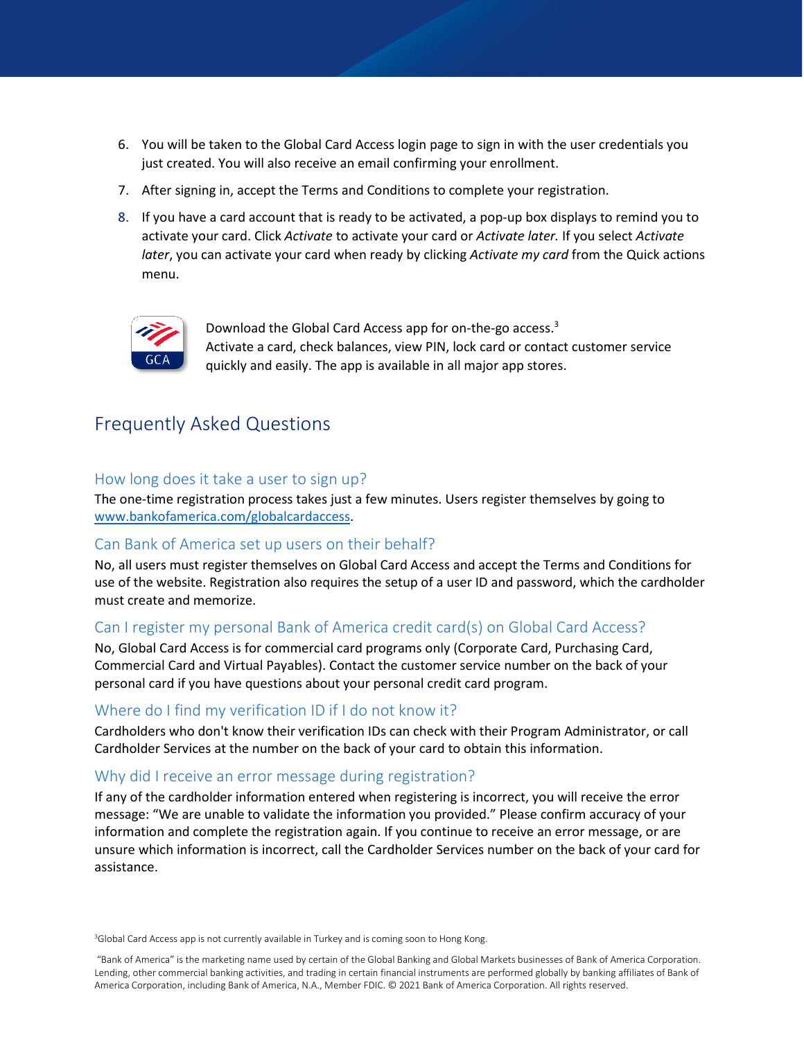6. You will be taken to the Global Card Access login page to sign in with the user credentials you just created. You will also receive an email confirming your enrollment.
7. After signing in, accept the Terms and Conditions to complete your registration.
8. If you have a card account that is ready to be activated, a pop-up box displays to remind you to activate your card. Click *Activate* to activate your card or *Activate later.* If you select *Activate later*, you can activate your card when ready by clicking *Activate my card* from the Quick actions menu.

Download the Global Card Access app for on-the-go access.[3]
Activate a card, check balances, view PIN, lock card or contact customer service quickly and easily. The app is available in all major app stores.

## Frequently Asked Questions

### How long does it take a user to sign up?

The one-time registration process takes just a few minutes. Users register themselves by going to www.bankofamerica.com/globalcardaccess.

### Can Bank of America set up users on their behalf?

No, all users must register themselves on Global Card Access and accept the Terms and Conditions for use of the website. Registration also requires the setup of a user ID and password, which the cardholder must create and memorize.

### Can I register my personal Bank of America credit card(s) on Global Card Access?

No, Global Card Access is for commercial card programs only (Corporate Card, Purchasing Card, Commercial Card and Virtual Payables). Contact the customer service number on the back of your personal card if you have questions about your personal credit card program.

### Where do I find my verification ID if I do not know it?

Cardholders who don't know their verification IDs can check with their Program Administrator, or call Cardholder Services at the number on the back of your card to obtain this information.

### Why did I receive an error message during registration?

If any of the cardholder information entered when registering is incorrect, you will receive the error message: "We are unable to validate the information you provided." Please confirm accuracy of your information and complete the registration again. If you continue to receive an error message, or are unsure which information is incorrect, call the Cardholder Services number on the back of your card for assistance.

[3]Global Card Access app is not currently available in Turkey and is coming soon to Hong Kong.

"Bank of America" is the marketing name used by certain of the Global Banking and Global Markets businesses of Bank of America Corporation. Lending, other commercial banking activities, and trading in certain financial instruments are performed globally by banking affiliates of Bank of America Corporation, including Bank of America, N.A., Member FDIC. © 2021 Bank of America Corporation. All rights reserved.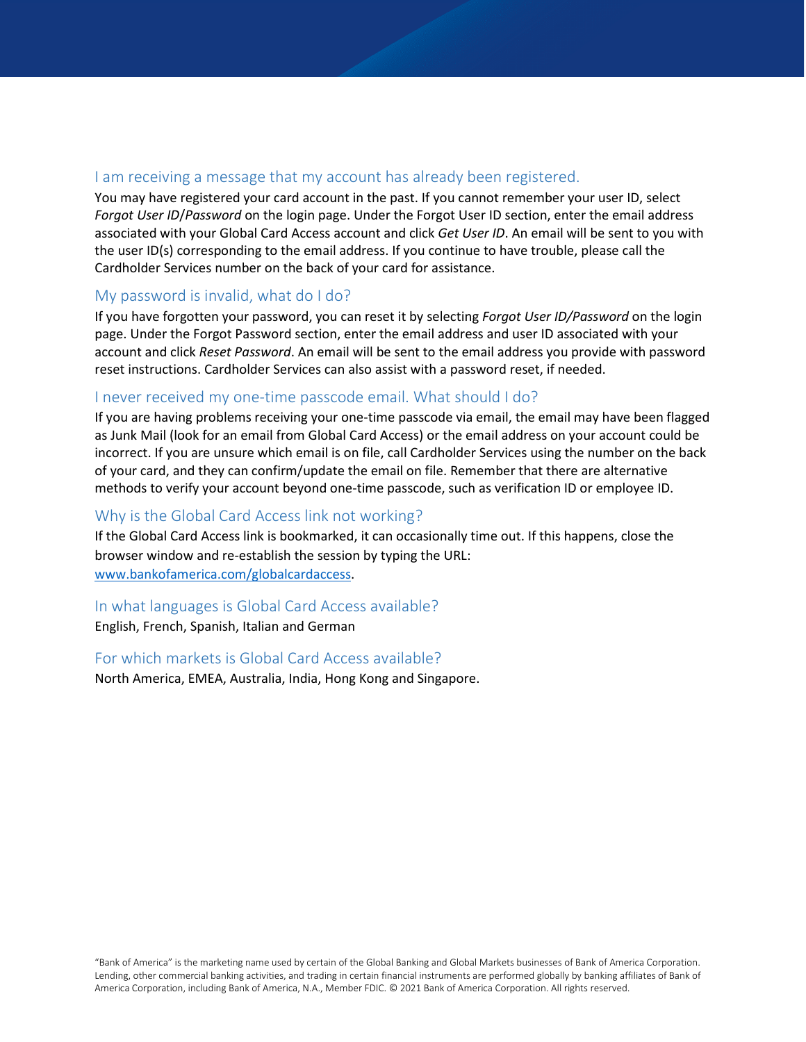## I am receiving a message that my account has already been registered.

You may have registered your card account in the past. If you cannot remember your user ID, select *Forgot User ID/Password* on the login page. Under the Forgot User ID section, enter the email address associated with your Global Card Access account and click *Get User ID*. An email will be sent to you with the user ID(s) corresponding to the email address. If you continue to have trouble, please call the Cardholder Services number on the back of your card for assistance.

## My password is invalid, what do I do?

If you have forgotten your password, you can reset it by selecting *Forgot User ID/Password* on the login page. Under the Forgot Password section, enter the email address and user ID associated with your account and click *Reset Password*. An email will be sent to the email address you provide with password reset instructions. Cardholder Services can also assist with a password reset, if needed.

## I never received my one-time passcode email. What should I do?

If you are having problems receiving your one-time passcode via email, the email may have been flagged as Junk Mail (look for an email from Global Card Access) or the email address on your account could be incorrect. If you are unsure which email is on file, call Cardholder Services using the number on the back of your card, and they can confirm/update the email on file. Remember that there are alternative methods to verify your account beyond one-time passcode, such as verification ID or employee ID.

## Why is the Global Card Access link not working?

If the Global Card Access link is bookmarked, it can occasionally time out. If this happens, close the browser window and re-establish the session by typing the URL: [www.bankofamerica.com/globalcardaccess](www.bankofamerica.com/globalcardaccess).

## In what languages is Global Card Access available?

English, French, Spanish, Italian and German

## For which markets is Global Card Access available?

North America, EMEA, Australia, India, Hong Kong and Singapore.

"Bank of America" is the marketing name used by certain of the Global Banking and Global Markets businesses of Bank of America Corporation. Lending, other commercial banking activities, and trading in certain financial instruments are performed globally by banking affiliates of Bank of America Corporation, including Bank of America, N.A., Member FDIC. © 2021 Bank of America Corporation. All rights reserved.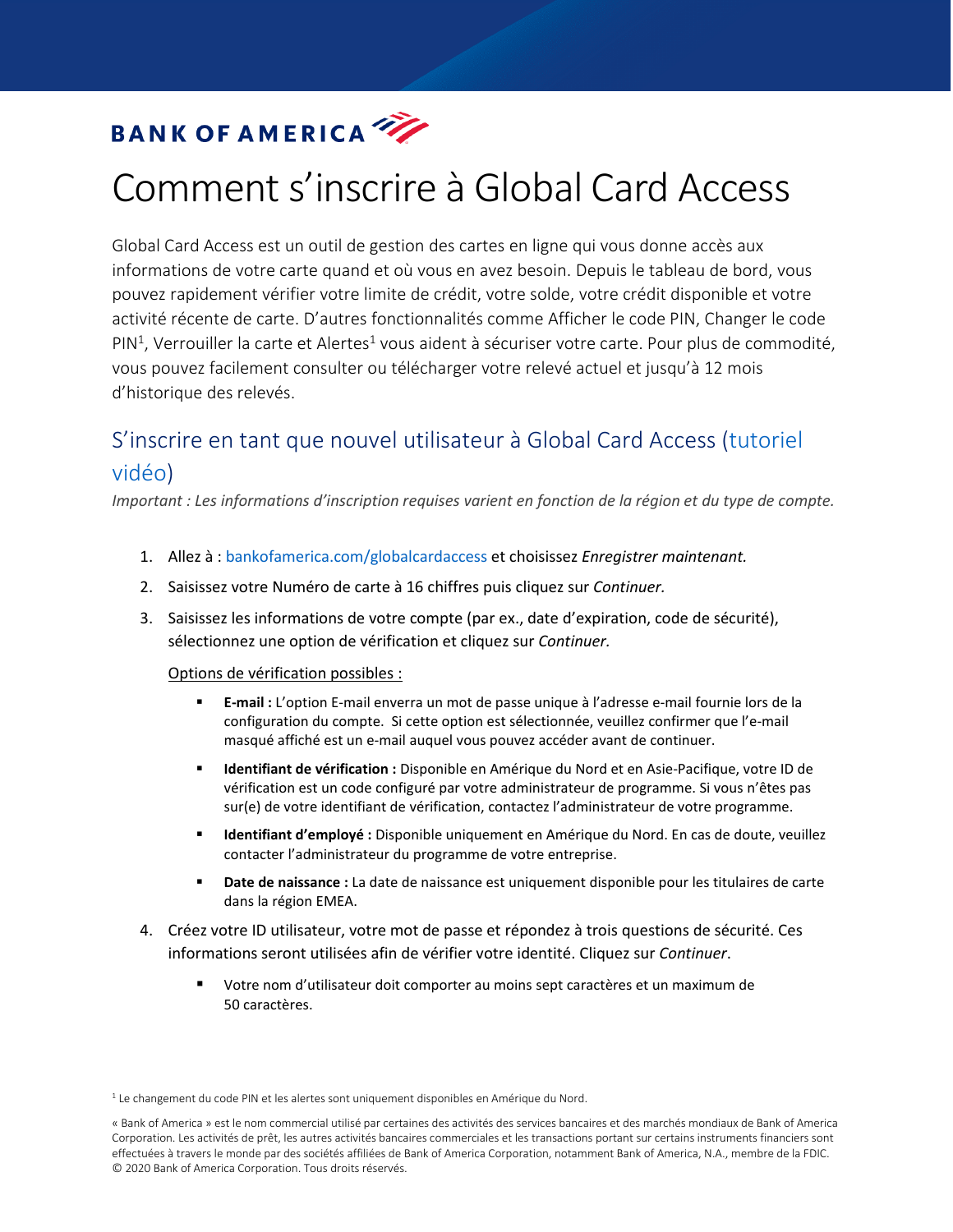BANK OF AMERICA

# Comment s'inscrire à Global Card Access

Global Card Access est un outil de gestion des cartes en ligne qui vous donne accès aux informations de votre carte quand et où vous en avez besoin. Depuis le tableau de bord, vous pouvez rapidement vérifier votre limite de crédit, votre solde, votre crédit disponible et votre activité récente de carte. D'autres fonctionnalités comme Afficher le code PIN, Changer le code PIN[1], Verrouiller la carte et Alertes[1] vous aident à sécuriser votre carte. Pour plus de commodité, vous pouvez facilement consulter ou télécharger votre relevé actuel et jusqu'à 12 mois d'historique des relevés.

## S'inscrire en tant que nouvel utilisateur à Global Card Access (tutoriel vidéo)

*Important : Les informations d'inscription requises varient en fonction de la région et du type de compte.*

1. Allez à : bankofamerica.com/globalcardaccess et choisissez *Enregistrer maintenant.*
2. Saisissez votre Numéro de carte à 16 chiffres puis cliquez sur *Continuer.*
3. Saisissez les informations de votre compte (par ex., date d'expiration, code de sécurité), sélectionnez une option de vérification et cliquez sur *Continuer.*

   Options de vérification possibles :

   - **E-mail :** L'option E-mail enverra un mot de passe unique à l'adresse e-mail fournie lors de la configuration du compte. Si cette option est sélectionnée, veuillez confirmer que l'e-mail masqué affiché est un e-mail auquel vous pouvez accéder avant de continuer.
   - **Identifiant de vérification :** Disponible en Amérique du Nord et en Asie-Pacifique, votre ID de vérification est un code configuré par votre administrateur de programme. Si vous n'êtes pas sur(e) de votre identifiant de vérification, contactez l'administrateur de votre programme.
   - **Identifiant d'employé :** Disponible uniquement en Amérique du Nord. En cas de doute, veuillez contacter l'administrateur du programme de votre entreprise.
   - **Date de naissance :** La date de naissance est uniquement disponible pour les titulaires de carte dans la région EMEA.

4. Créez votre ID utilisateur, votre mot de passe et répondez à trois questions de sécurité. Ces informations seront utilisées afin de vérifier votre identité. Cliquez sur *Continuer*.

   - Votre nom d'utilisateur doit comporter au moins sept caractères et un maximum de 50 caractères.

[1] Le changement du code PIN et les alertes sont uniquement disponibles en Amérique du Nord.

« Bank of America » est le nom commercial utilisé par certaines des activités des services bancaires et des marchés mondiaux de Bank of America Corporation. Les activités de prêt, les autres activités bancaires commerciales et les transactions portant sur certains instruments financiers sont effectuées à travers le monde par des sociétés affiliées de Bank of America Corporation, notamment Bank of America, N.A., membre de la FDIC. © 2020 Bank of America Corporation. Tous droits réservés.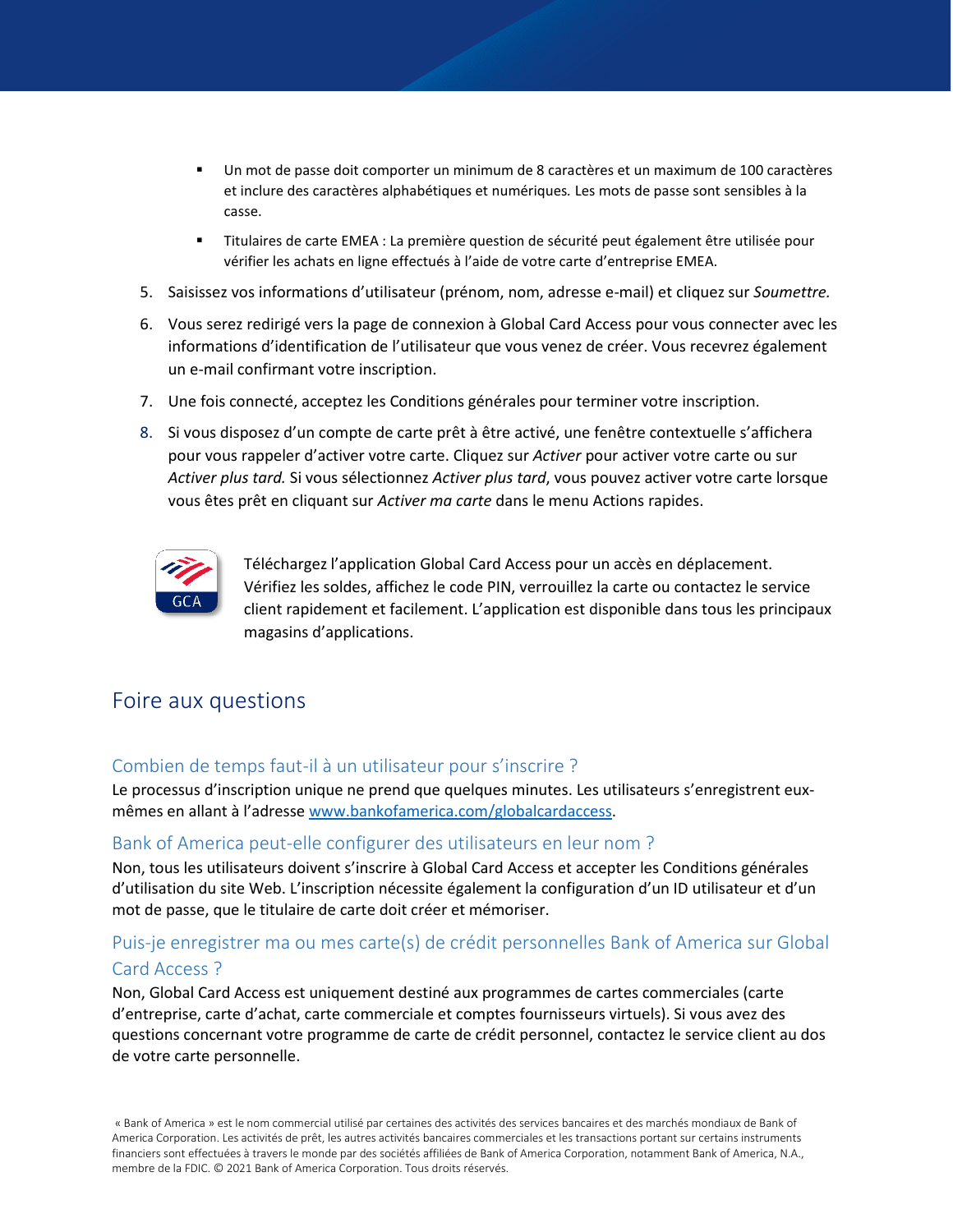- Un mot de passe doit comporter un minimum de 8 caractères et un maximum de 100 caractères et inclure des caractères alphabétiques et numériques. Les mots de passe sont sensibles à la casse.
- Titulaires de carte EMEA : La première question de sécurité peut également être utilisée pour vérifier les achats en ligne effectués à l'aide de votre carte d'entreprise EMEA.

5. Saisissez vos informations d'utilisateur (prénom, nom, adresse e-mail) et cliquez sur *Soumettre.*
6. Vous serez redirigé vers la page de connexion à Global Card Access pour vous connecter avec les informations d'identification de l'utilisateur que vous venez de créer. Vous recevrez également un e-mail confirmant votre inscription.
7. Une fois connecté, acceptez les Conditions générales pour terminer votre inscription.
8. Si vous disposez d'un compte de carte prêt à être activé, une fenêtre contextuelle s'affichera pour vous rappeler d'activer votre carte. Cliquez sur *Activer* pour activer votre carte ou sur *Activer plus tard.* Si vous sélectionnez *Activer plus tard*, vous pouvez activer votre carte lorsque vous êtes prêt en cliquant sur *Activer ma carte* dans le menu Actions rapides.

Téléchargez l'application Global Card Access pour un accès en déplacement. Vérifiez les soldes, affichez le code PIN, verrouillez la carte ou contactez le service client rapidement et facilement. L'application est disponible dans tous les principaux magasins d'applications.

## Foire aux questions

### Combien de temps faut-il à un utilisateur pour s'inscrire ?

Le processus d'inscription unique ne prend que quelques minutes. Les utilisateurs s'enregistrent eux-mêmes en allant à l'adresse www.bankofamerica.com/globalcardaccess.

### Bank of America peut-elle configurer des utilisateurs en leur nom ?

Non, tous les utilisateurs doivent s'inscrire à Global Card Access et accepter les Conditions générales d'utilisation du site Web. L'inscription nécessite également la configuration d'un ID utilisateur et d'un mot de passe, que le titulaire de carte doit créer et mémoriser.

### Puis-je enregistrer ma ou mes carte(s) de crédit personnelles Bank of America sur Global Card Access ?

Non, Global Card Access est uniquement destiné aux programmes de cartes commerciales (carte d'entreprise, carte d'achat, carte commerciale et comptes fournisseurs virtuels). Si vous avez des questions concernant votre programme de carte de crédit personnel, contactez le service client au dos de votre carte personnelle.

« Bank of America » est le nom commercial utilisé par certaines des activités des services bancaires et des marchés mondiaux de Bank of America Corporation. Les activités de prêt, les autres activités bancaires commerciales et les transactions portant sur certains instruments financiers sont effectuées à travers le monde par des sociétés affiliées de Bank of America Corporation, notamment Bank of America, N.A., membre de la FDIC. © 2021 Bank of America Corporation. Tous droits réservés.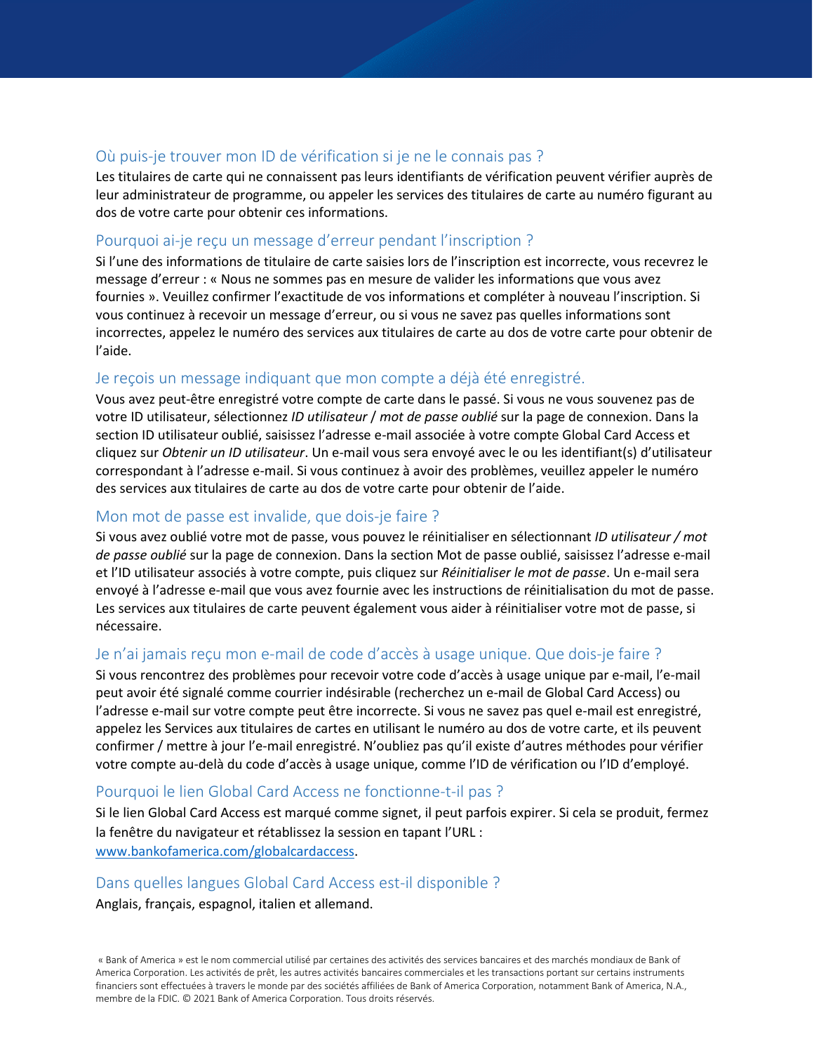## Où puis-je trouver mon ID de vérification si je ne le connais pas ?

Les titulaires de carte qui ne connaissent pas leurs identifiants de vérification peuvent vérifier auprès de leur administrateur de programme, ou appeler les services des titulaires de carte au numéro figurant au dos de votre carte pour obtenir ces informations.

## Pourquoi ai-je reçu un message d'erreur pendant l'inscription ?

Si l'une des informations de titulaire de carte saisies lors de l'inscription est incorrecte, vous recevrez le message d'erreur : « Nous ne sommes pas en mesure de valider les informations que vous avez fournies ». Veuillez confirmer l'exactitude de vos informations et compléter à nouveau l'inscription. Si vous continuez à recevoir un message d'erreur, ou si vous ne savez pas quelles informations sont incorrectes, appelez le numéro des services aux titulaires de carte au dos de votre carte pour obtenir de l'aide.

## Je reçois un message indiquant que mon compte a déjà été enregistré.

Vous avez peut-être enregistré votre compte de carte dans le passé. Si vous ne vous souvenez pas de votre ID utilisateur, sélectionnez *ID utilisateur / mot de passe oublié* sur la page de connexion. Dans la section ID utilisateur oublié, saisissez l'adresse e-mail associée à votre compte Global Card Access et cliquez sur *Obtenir un ID utilisateur*. Un e-mail vous sera envoyé avec le ou les identifiant(s) d'utilisateur correspondant à l'adresse e-mail. Si vous continuez à avoir des problèmes, veuillez appeler le numéro des services aux titulaires de carte au dos de votre carte pour obtenir de l'aide.

## Mon mot de passe est invalide, que dois-je faire ?

Si vous avez oublié votre mot de passe, vous pouvez le réinitialiser en sélectionnant *ID utilisateur / mot de passe oublié* sur la page de connexion. Dans la section Mot de passe oublié, saisissez l'adresse e-mail et l'ID utilisateur associés à votre compte, puis cliquez sur *Réinitialiser le mot de passe*. Un e-mail sera envoyé à l'adresse e-mail que vous avez fournie avec les instructions de réinitialisation du mot de passe. Les services aux titulaires de carte peuvent également vous aider à réinitialiser votre mot de passe, si nécessaire.

## Je n'ai jamais reçu mon e-mail de code d'accès à usage unique. Que dois-je faire ?

Si vous rencontrez des problèmes pour recevoir votre code d'accès à usage unique par e-mail, l'e-mail peut avoir été signalé comme courrier indésirable (recherchez un e-mail de Global Card Access) ou l'adresse e-mail sur votre compte peut être incorrecte. Si vous ne savez pas quel e-mail est enregistré, appelez les Services aux titulaires de cartes en utilisant le numéro au dos de votre carte, et ils peuvent confirmer / mettre à jour l'e-mail enregistré. N'oubliez pas qu'il existe d'autres méthodes pour vérifier votre compte au-delà du code d'accès à usage unique, comme l'ID de vérification ou l'ID d'employé.

## Pourquoi le lien Global Card Access ne fonctionne-t-il pas ?

Si le lien Global Card Access est marqué comme signet, il peut parfois expirer. Si cela se produit, fermez la fenêtre du navigateur et rétablissez la session en tapant l'URL : [www.bankofamerica.com/globalcardaccess](www.bankofamerica.com/globalcardaccess).

## Dans quelles langues Global Card Access est-il disponible ?

Anglais, français, espagnol, italien et allemand.

« Bank of America » est le nom commercial utilisé par certaines des activités des services bancaires et des marchés mondiaux de Bank of America Corporation. Les activités de prêt, les autres activités bancaires commerciales et les transactions portant sur certains instruments financiers sont effectuées à travers le monde par des sociétés affiliées de Bank of America Corporation, notamment Bank of America, N.A., membre de la FDIC. © 2021 Bank of America Corporation. Tous droits réservés.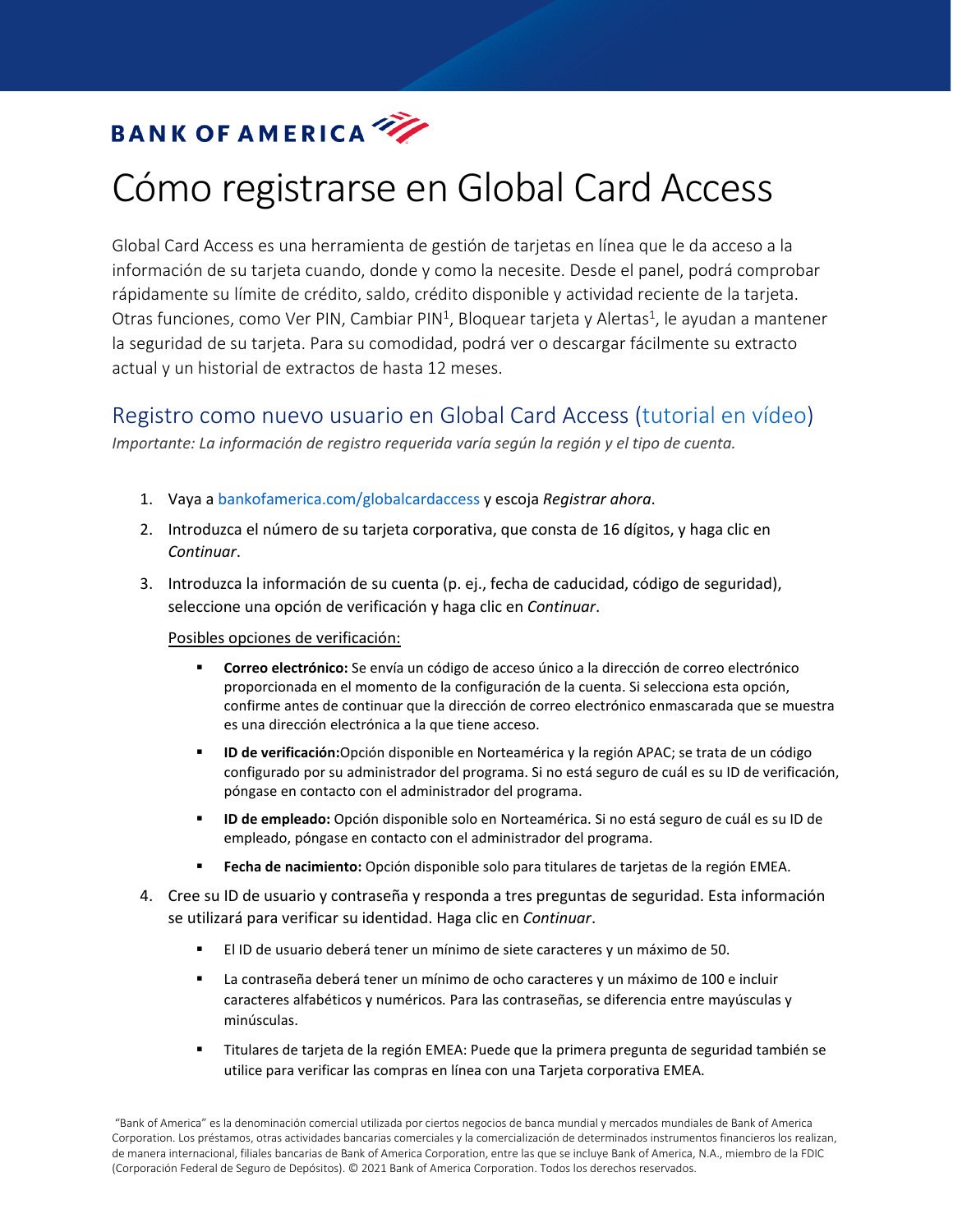BANK OF AMERICA

# Cómo registrarse en Global Card Access

Global Card Access es una herramienta de gestión de tarjetas en línea que le da acceso a la información de su tarjeta cuando, donde y como la necesite. Desde el panel, podrá comprobar rápidamente su límite de crédito, saldo, crédito disponible y actividad reciente de la tarjeta. Otras funciones, como Ver PIN, Cambiar PIN[1], Bloquear tarjeta y Alertas[1], le ayudan a mantener la seguridad de su tarjeta. Para su comodidad, podrá ver o descargar fácilmente su extracto actual y un historial de extractos de hasta 12 meses.

## Registro como nuevo usuario en Global Card Access (tutorial en vídeo)

*Importante: La información de registro requerida varía según la región y el tipo de cuenta.*

1. Vaya a bankofamerica.com/globalcardaccess y escoja *Registrar ahora*.
2. Introduzca el número de su tarjeta corporativa, que consta de 16 dígitos, y haga clic en *Continuar*.
3. Introduzca la información de su cuenta (p. ej., fecha de caducidad, código de seguridad), seleccione una opción de verificación y haga clic en *Continuar*.

   Posibles opciones de verificación:

   - **Correo electrónico:** Se envía un código de acceso único a la dirección de correo electrónico proporcionada en el momento de la configuración de la cuenta. Si selecciona esta opción, confirme antes de continuar que la dirección de correo electrónico enmascarada que se muestra es una dirección electrónica a la que tiene acceso.
   - **ID de verificación:**Opción disponible en Norteamérica y la región APAC; se trata de un código configurado por su administrador del programa. Si no está seguro de cuál es su ID de verificación, póngase en contacto con el administrador del programa.
   - **ID de empleado:** Opción disponible solo en Norteamérica. Si no está seguro de cuál es su ID de empleado, póngase en contacto con el administrador del programa.
   - **Fecha de nacimiento:** Opción disponible solo para titulares de tarjetas de la región EMEA.

4. Cree su ID de usuario y contraseña y responda a tres preguntas de seguridad. Esta información se utilizará para verificar su identidad. Haga clic en *Continuar*.

   - El ID de usuario deberá tener un mínimo de siete caracteres y un máximo de 50.
   - La contraseña deberá tener un mínimo de ocho caracteres y un máximo de 100 e incluir caracteres alfabéticos y numéricos. Para las contraseñas, se diferencia entre mayúsculas y minúsculas.
   - Titulares de tarjeta de la región EMEA: Puede que la primera pregunta de seguridad también se utilice para verificar las compras en línea con una Tarjeta corporativa EMEA.

"Bank of America" es la denominación comercial utilizada por ciertos negocios de banca mundial y mercados mundiales de Bank of America Corporation. Los préstamos, otras actividades bancarias comerciales y la comercialización de determinados instrumentos financieros los realizan, de manera internacional, filiales bancarias de Bank of America Corporation, entre las que se incluye Bank of America, N.A., miembro de la FDIC (Corporación Federal de Seguro de Depósitos). © 2021 Bank of America Corporation. Todos los derechos reservados.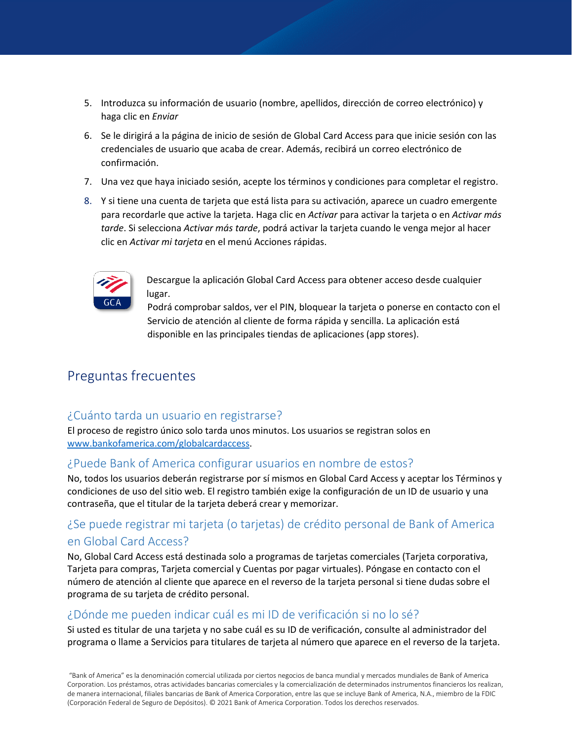5. Introduzca su información de usuario (nombre, apellidos, dirección de correo electrónico) y haga clic en *Enviar*
6. Se le dirigirá a la página de inicio de sesión de Global Card Access para que inicie sesión con las credenciales de usuario que acaba de crear. Además, recibirá un correo electrónico de confirmación.
7. Una vez que haya iniciado sesión, acepte los términos y condiciones para completar el registro.
8. Y si tiene una cuenta de tarjeta que está lista para su activación, aparece un cuadro emergente para recordarle que active la tarjeta. Haga clic en *Activar* para activar la tarjeta o en *Activar más tarde*. Si selecciona *Activar más tarde*, podrá activar la tarjeta cuando le venga mejor al hacer clic en *Activar mi tarjeta* en el menú Acciones rápidas.

GCA

Descargue la aplicación Global Card Access para obtener acceso desde cualquier lugar.
Podrá comprobar saldos, ver el PIN, bloquear la tarjeta o ponerse en contacto con el Servicio de atención al cliente de forma rápida y sencilla. La aplicación está disponible en las principales tiendas de aplicaciones (app stores).

## Preguntas frecuentes

### ¿Cuánto tarda un usuario en registrarse?

El proceso de registro único solo tarda unos minutos. Los usuarios se registran solos en www.bankofamerica.com/globalcardaccess.

### ¿Puede Bank of America configurar usuarios en nombre de estos?

No, todos los usuarios deberán registrarse por sí mismos en Global Card Access y aceptar los Términos y condiciones de uso del sitio web. El registro también exige la configuración de un ID de usuario y una contraseña, que el titular de la tarjeta deberá crear y memorizar.

### ¿Se puede registrar mi tarjeta (o tarjetas) de crédito personal de Bank of America en Global Card Access?

No, Global Card Access está destinada solo a programas de tarjetas comerciales (Tarjeta corporativa, Tarjeta para compras, Tarjeta comercial y Cuentas por pagar virtuales). Póngase en contacto con el número de atención al cliente que aparece en el reverso de la tarjeta personal si tiene dudas sobre el programa de su tarjeta de crédito personal.

### ¿Dónde me pueden indicar cuál es mi ID de verificación si no lo sé?

Si usted es titular de una tarjeta y no sabe cuál es su ID de verificación, consulte al administrador del programa o llame a Servicios para titulares de tarjeta al número que aparece en el reverso de la tarjeta.

"Bank of America" es la denominación comercial utilizada por ciertos negocios de banca mundial y mercados mundiales de Bank of America Corporation. Los préstamos, otras actividades bancarias comerciales y la comercialización de determinados instrumentos financieros los realizan, de manera internacional, filiales bancarias de Bank of America Corporation, entre las que se incluye Bank of America, N.A., miembro de la FDIC (Corporación Federal de Seguro de Depósitos). © 2021 Bank of America Corporation. Todos los derechos reservados.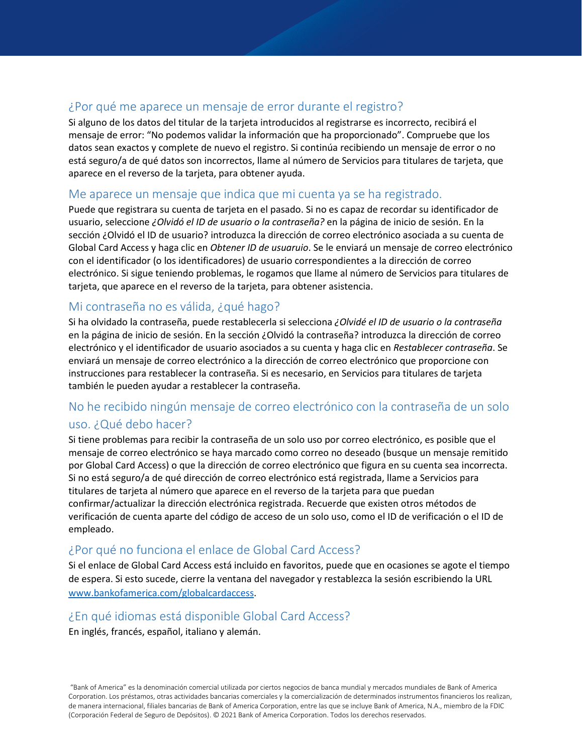## ¿Por qué me aparece un mensaje de error durante el registro?

Si alguno de los datos del titular de la tarjeta introducidos al registrarse es incorrecto, recibirá el mensaje de error: “No podemos validar la información que ha proporcionado”. Compruebe que los datos sean exactos y complete de nuevo el registro. Si continúa recibiendo un mensaje de error o no está seguro/a de qué datos son incorrectos, llame al número de Servicios para titulares de tarjeta, que aparece en el reverso de la tarjeta, para obtener ayuda.

## Me aparece un mensaje que indica que mi cuenta ya se ha registrado.

Puede que registrara su cuenta de tarjeta en el pasado. Si no es capaz de recordar su identificador de usuario, seleccione *¿Olvidó el ID de usuario o la contraseña?* en la página de inicio de sesión. En la sección ¿Olvidó el ID de usuario? introduzca la dirección de correo electrónico asociada a su cuenta de Global Card Access y haga clic en *Obtener ID de usuaruio*. Se le enviará un mensaje de correo electrónico con el identificador (o los identificadores) de usuario correspondientes a la dirección de correo electrónico. Si sigue teniendo problemas, le rogamos que llame al número de Servicios para titulares de tarjeta, que aparece en el reverso de la tarjeta, para obtener asistencia.

## Mi contraseña no es válida, ¿qué hago?

Si ha olvidado la contraseña, puede restablecerla si selecciona *¿Olvidé el ID de usuario o la contraseña* en la página de inicio de sesión. En la sección ¿Olvidó la contraseña? introduzca la dirección de correo electrónico y el identificador de usuario asociados a su cuenta y haga clic en *Restablecer contraseña*. Se enviará un mensaje de correo electrónico a la dirección de correo electrónico que proporcione con instrucciones para restablecer la contraseña. Si es necesario, en Servicios para titulares de tarjeta también le pueden ayudar a restablecer la contraseña.

## No he recibido ningún mensaje de correo electrónico con la contraseña de un solo uso. ¿Qué debo hacer?

Si tiene problemas para recibir la contraseña de un solo uso por correo electrónico, es posible que el mensaje de correo electrónico se haya marcado como correo no deseado (busque un mensaje remitido por Global Card Access) o que la dirección de correo electrónico que figura en su cuenta sea incorrecta. Si no está seguro/a de qué dirección de correo electrónico está registrada, llame a Servicios para titulares de tarjeta al número que aparece en el reverso de la tarjeta para que puedan confirmar/actualizar la dirección electrónica registrada. Recuerde que existen otros métodos de verificación de cuenta aparte del código de acceso de un solo uso, como el ID de verificación o el ID de empleado.

## ¿Por qué no funciona el enlace de Global Card Access?

Si el enlace de Global Card Access está incluido en favoritos, puede que en ocasiones se agote el tiempo de espera. Si esto sucede, cierre la ventana del navegador y restablezca la sesión escribiendo la URL [www.bankofamerica.com/globalcardaccess](www.bankofamerica.com/globalcardaccess).

## ¿En qué idiomas está disponible Global Card Access?

En inglés, francés, español, italiano y alemán.

“Bank of America” es la denominación comercial utilizada por ciertos negocios de banca mundial y mercados mundiales de Bank of America Corporation. Los préstamos, otras actividades bancarias comerciales y la comercialización de determinados instrumentos financieros los realizan, de manera internacional, filiales bancarias de Bank of America Corporation, entre las que se incluye Bank of America, N.A., miembro de la FDIC (Corporación Federal de Seguro de Depósitos). © 2021 Bank of America Corporation. Todos los derechos reservados.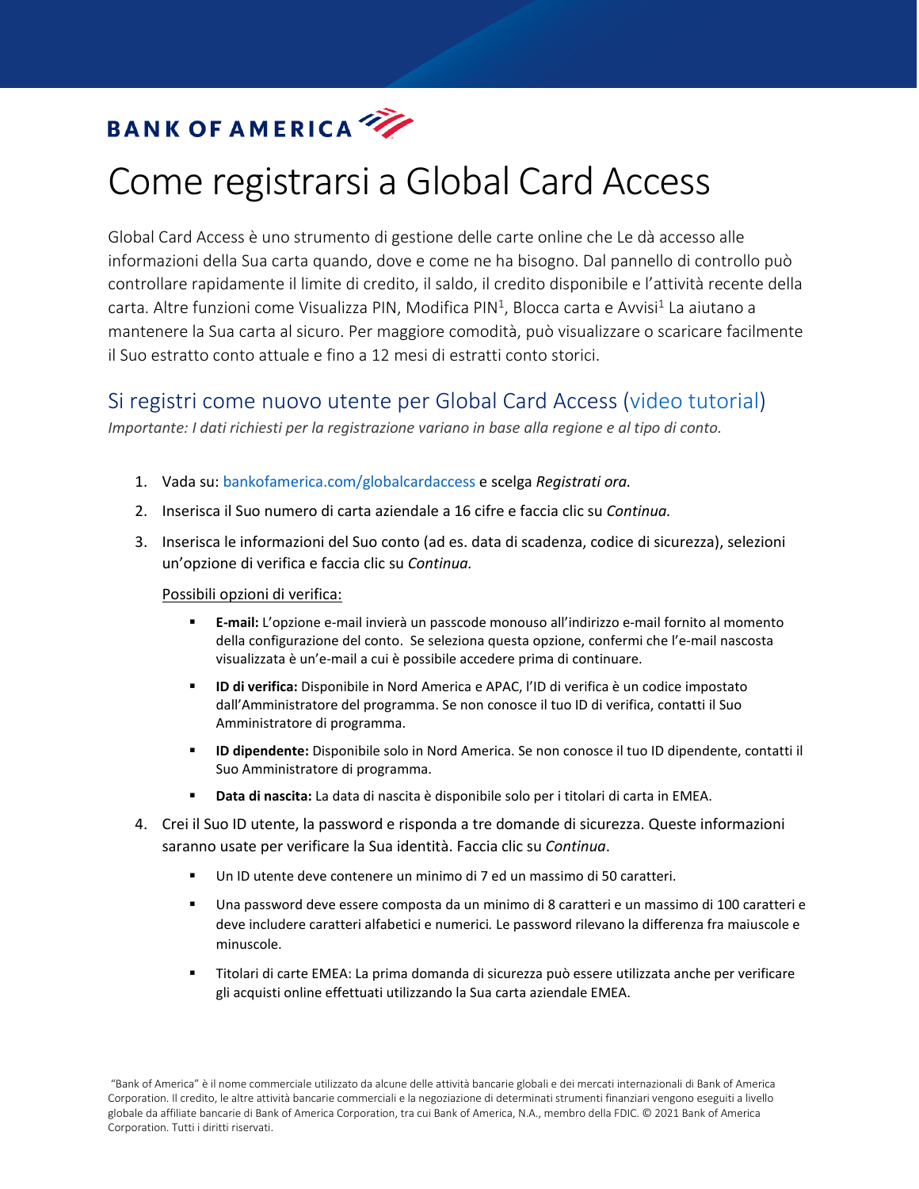BANK OF AMERICA

# Come registrarsi a Global Card Access

Global Card Access è uno strumento di gestione delle carte online che Le dà accesso alle informazioni della Sua carta quando, dove e come ne ha bisogno. Dal pannello di controllo può controllare rapidamente il limite di credito, il saldo, il credito disponibile e l'attività recente della carta. Altre funzioni come Visualizza PIN, Modifica PIN[1], Blocca carta e Avvisi[1] La aiutano a mantenere la Sua carta al sicuro. Per maggiore comodità, può visualizzare o scaricare facilmente il Suo estratto conto attuale e fino a 12 mesi di estratti conto storici.

## Si registri come nuovo utente per Global Card Access (video tutorial)

*Importante: I dati richiesti per la registrazione variano in base alla regione e al tipo di conto.*

1. Vada su: bankofamerica.com/globalcardaccess e scelga *Registrati ora.*
2. Inserisca il Suo numero di carta aziendale a 16 cifre e faccia clic su *Continua.*
3. Inserisca le informazioni del Suo conto (ad es. data di scadenza, codice di sicurezza), selezioni un'opzione di verifica e faccia clic su *Continua.*

   Possibili opzioni di verifica:

   - **E-mail:** L'opzione e-mail invierà un passcode monouso all'indirizzo e-mail fornito al momento della configurazione del conto. Se seleziona questa opzione, confermi che l'e-mail nascosta visualizzata è un'e-mail a cui è possibile accedere prima di continuare.
   - **ID di verifica:** Disponibile in Nord America e APAC, l'ID di verifica è un codice impostato dall'Amministratore del programma. Se non conosce il tuo ID di verifica, contatti il Suo Amministratore di programma.
   - **ID dipendente:** Disponibile solo in Nord America. Se non conosce il tuo ID dipendente, contatti il Suo Amministratore di programma.
   - **Data di nascita:** La data di nascita è disponibile solo per i titolari di carta in EMEA.

4. Crei il Suo ID utente, la password e risponda a tre domande di sicurezza. Queste informazioni saranno usate per verificare la Sua identità. Faccia clic su *Continua*.

   - Un ID utente deve contenere un minimo di 7 ed un massimo di 50 caratteri.
   - Una password deve essere composta da un minimo di 8 caratteri e un massimo di 100 caratteri e deve includere caratteri alfabetici e numerici. Le password rilevano la differenza fra maiuscole e minuscole.
   - Titolari di carte EMEA: La prima domanda di sicurezza può essere utilizzata anche per verificare gli acquisti online effettuati utilizzando la Sua carta aziendale EMEA.

"Bank of America" è il nome commerciale utilizzato da alcune delle attività bancarie globali e dei mercati internazionali di Bank of America Corporation. Il credito, le altre attività bancarie commerciali e la negoziazione di determinati strumenti finanziari vengono eseguiti a livello globale da affiliate bancarie di Bank of America Corporation, tra cui Bank of America, N.A., membro della FDIC. © 2021 Bank of America Corporation. Tutti i diritti riservati.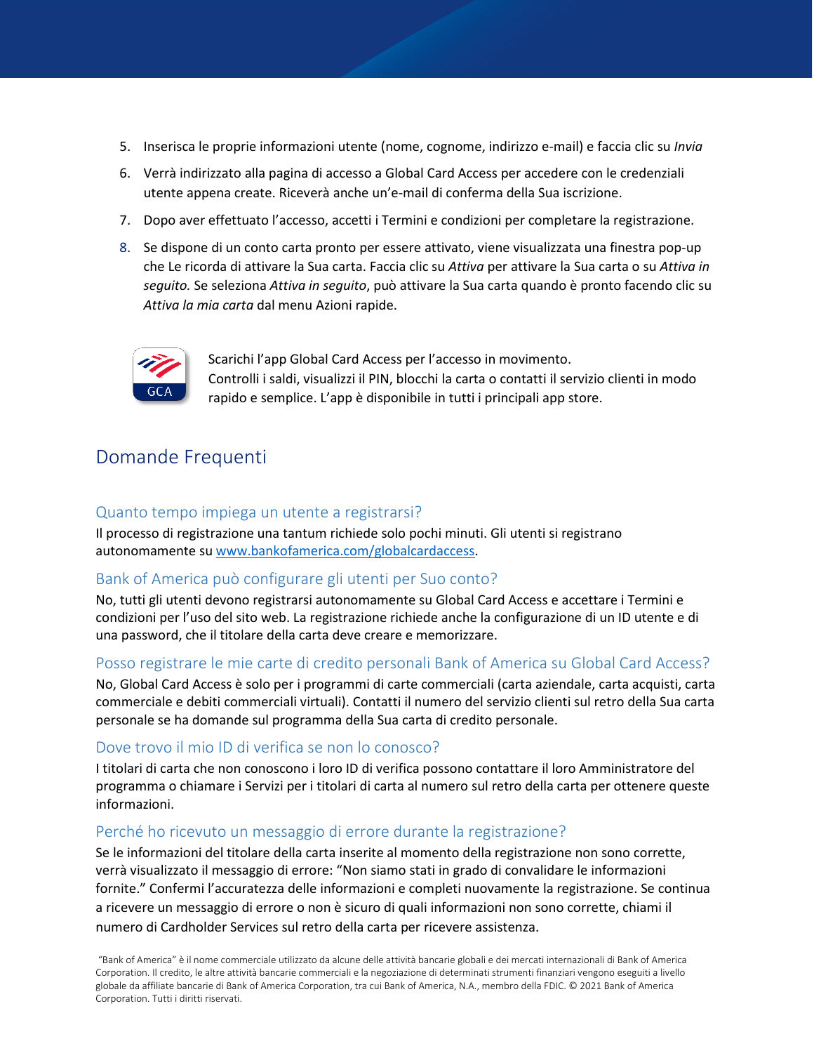5. Inserisca le proprie informazioni utente (nome, cognome, indirizzo e-mail) e faccia clic su *Invia*
6. Verrà indirizzato alla pagina di accesso a Global Card Access per accedere con le credenziali utente appena create. Riceverà anche un'e-mail di conferma della Sua iscrizione.
7. Dopo aver effettuato l'accesso, accetti i Termini e condizioni per completare la registrazione.
8. Se dispone di un conto carta pronto per essere attivato, viene visualizzata una finestra pop-up che Le ricorda di attivare la Sua carta. Faccia clic su *Attiva* per attivare la Sua carta o su *Attiva in seguito.* Se seleziona *Attiva in seguito*, può attivare la Sua carta quando è pronto facendo clic su *Attiva la mia carta* dal menu Azioni rapide.

Scarichi l'app Global Card Access per l'accesso in movimento.
Controlli i saldi, visualizzi il PIN, blocchi la carta o contatti il servizio clienti in modo rapido e semplice. L'app è disponibile in tutti i principali app store.

## Domande Frequenti

### Quanto tempo impiega un utente a registrarsi?

Il processo di registrazione una tantum richiede solo pochi minuti. Gli utenti si registrano autonomamente su [www.bankofamerica.com/globalcardaccess](www.bankofamerica.com/globalcardaccess).

### Bank of America può configurare gli utenti per Suo conto?

No, tutti gli utenti devono registrarsi autonomamente su Global Card Access e accettare i Termini e condizioni per l'uso del sito web. La registrazione richiede anche la configurazione di un ID utente e di una password, che il titolare della carta deve creare e memorizzare.

### Posso registrare le mie carte di credito personali Bank of America su Global Card Access?

No, Global Card Access è solo per i programmi di carte commerciali (carta aziendale, carta acquisti, carta commerciale e debiti commerciali virtuali). Contatti il numero del servizio clienti sul retro della Sua carta personale se ha domande sul programma della Sua carta di credito personale.

### Dove trovo il mio ID di verifica se non lo conosco?

I titolari di carta che non conoscono i loro ID di verifica possono contattare il loro Amministratore del programma o chiamare i Servizi per i titolari di carta al numero sul retro della carta per ottenere queste informazioni.

### Perché ho ricevuto un messaggio di errore durante la registrazione?

Se le informazioni del titolare della carta inserite al momento della registrazione non sono corrette, verrà visualizzato il messaggio di errore: "Non siamo stati in grado di convalidare le informazioni fornite." Confermi l'accuratezza delle informazioni e completi nuovamente la registrazione. Se continua a ricevere un messaggio di errore o non è sicuro di quali informazioni non sono corrette, chiami il numero di Cardholder Services sul retro della carta per ricevere assistenza.

"Bank of America" è il nome commerciale utilizzato da alcune delle attività bancarie globali e dei mercati internazionali di Bank of America Corporation. Il credito, le altre attività bancarie commerciali e la negoziazione di determinati strumenti finanziari vengono eseguiti a livello globale da affiliate bancarie di Bank of America Corporation, tra cui Bank of America, N.A., membro della FDIC. © 2021 Bank of America Corporation. Tutti i diritti riservati.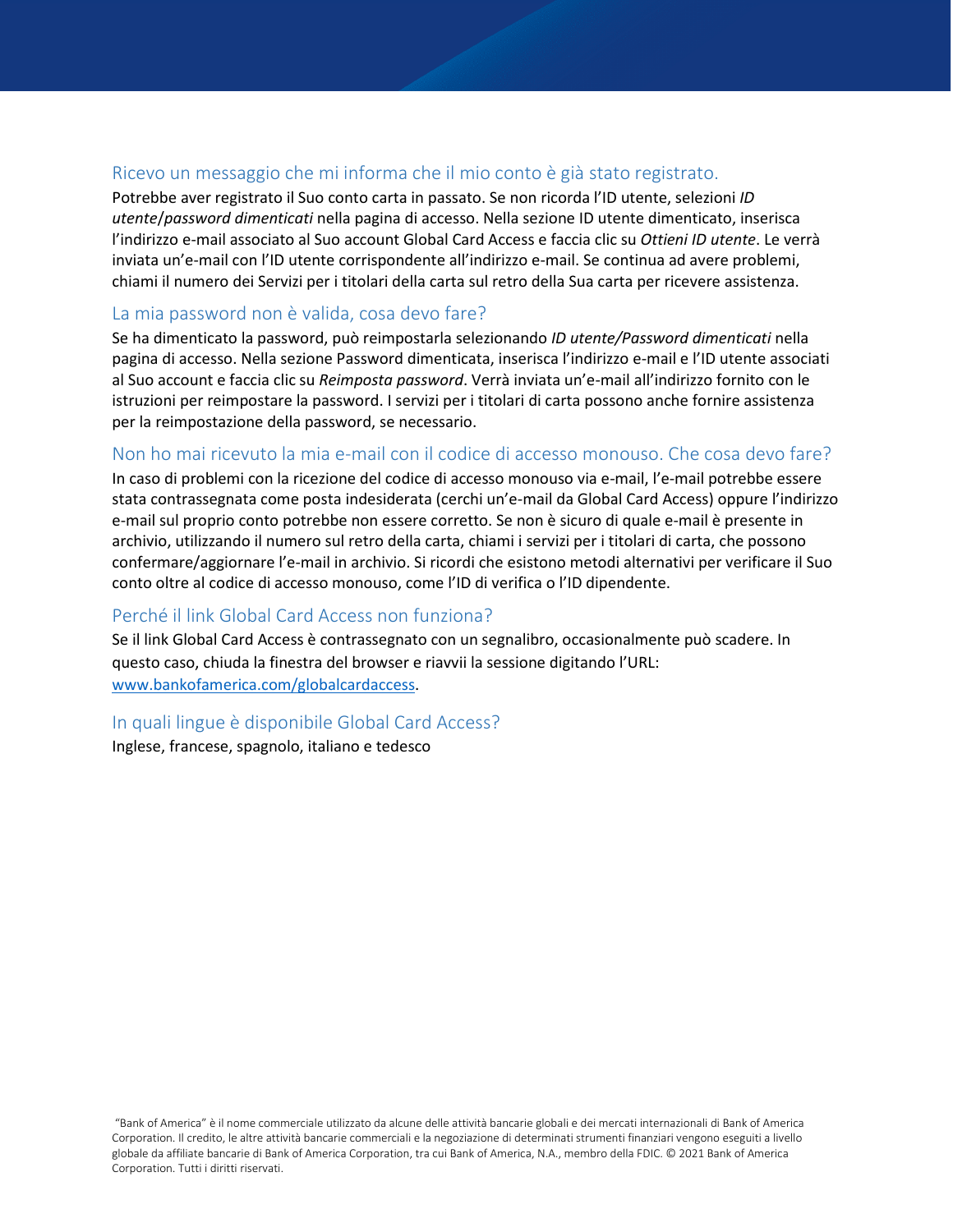## Ricevo un messaggio che mi informa che il mio conto è già stato registrato.

Potrebbe aver registrato il Suo conto carta in passato. Se non ricorda l'ID utente, selezioni *ID utente/password dimenticati* nella pagina di accesso. Nella sezione ID utente dimenticato, inserisca l'indirizzo e-mail associato al Suo account Global Card Access e faccia clic su *Ottieni ID utente*. Le verrà inviata un'e-mail con l'ID utente corrispondente all'indirizzo e-mail. Se continua ad avere problemi, chiami il numero dei Servizi per i titolari della carta sul retro della Sua carta per ricevere assistenza.

## La mia password non è valida, cosa devo fare?

Se ha dimenticato la password, può reimpostarla selezionando *ID utente/Password dimenticati* nella pagina di accesso. Nella sezione Password dimenticata, inserisca l'indirizzo e-mail e l'ID utente associati al Suo account e faccia clic su *Reimposta password*. Verrà inviata un'e-mail all'indirizzo fornito con le istruzioni per reimpostare la password. I servizi per i titolari di carta possono anche fornire assistenza per la reimpostazione della password, se necessario.

## Non ho mai ricevuto la mia e-mail con il codice di accesso monouso. Che cosa devo fare?

In caso di problemi con la ricezione del codice di accesso monouso via e-mail, l'e-mail potrebbe essere stata contrassegnata come posta indesiderata (cerchi un'e-mail da Global Card Access) oppure l'indirizzo e-mail sul proprio conto potrebbe non essere corretto. Se non è sicuro di quale e-mail è presente in archivio, utilizzando il numero sul retro della carta, chiami i servizi per i titolari di carta, che possono confermare/aggiornare l'e-mail in archivio. Si ricordi che esistono metodi alternativi per verificare il Suo conto oltre al codice di accesso monouso, come l'ID di verifica o l'ID dipendente.

## Perché il link Global Card Access non funziona?

Se il link Global Card Access è contrassegnato con un segnalibro, occasionalmente può scadere. In questo caso, chiuda la finestra del browser e riavvii la sessione digitando l'URL: [www.bankofamerica.com/globalcardaccess](www.bankofamerica.com/globalcardaccess).

## In quali lingue è disponibile Global Card Access?

Inglese, francese, spagnolo, italiano e tedesco

"Bank of America" è il nome commerciale utilizzato da alcune delle attività bancarie globali e dei mercati internazionali di Bank of America Corporation. Il credito, le altre attività bancarie commerciali e la negoziazione di determinati strumenti finanziari vengono eseguiti a livello globale da affiliate bancarie di Bank of America Corporation, tra cui Bank of America, N.A., membro della FDIC. © 2021 Bank of America Corporation. Tutti i diritti riservati.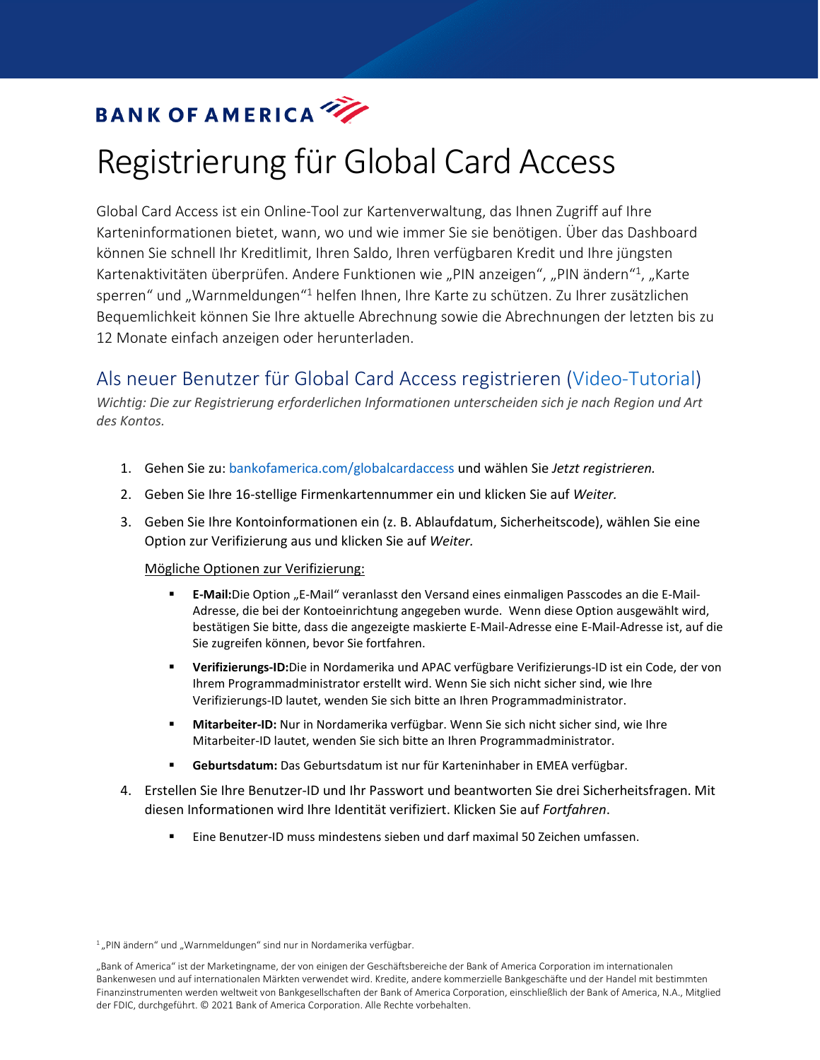BANK OF AMERICA

# Registrierung für Global Card Access

Global Card Access ist ein Online-Tool zur Kartenverwaltung, das Ihnen Zugriff auf Ihre Karteninformationen bietet, wann, wo und wie immer Sie sie benötigen. Über das Dashboard können Sie schnell Ihr Kreditlimit, Ihren Saldo, Ihren verfügbaren Kredit und Ihre jüngsten Kartenaktivitäten überprüfen. Andere Funktionen wie „PIN anzeigen", „PIN ändern"[1], „Karte sperren" und „Warnmeldungen"[1] helfen Ihnen, Ihre Karte zu schützen. Zu Ihrer zusätzlichen Bequemlichkeit können Sie Ihre aktuelle Abrechnung sowie die Abrechnungen der letzten bis zu 12 Monate einfach anzeigen oder herunterladen.

## Als neuer Benutzer für Global Card Access registrieren (Video-Tutorial)

*Wichtig: Die zur Registrierung erforderlichen Informationen unterscheiden sich je nach Region und Art des Kontos.*

1. Gehen Sie zu: bankofamerica.com/globalcardaccess und wählen Sie *Jetzt registrieren.*
2. Geben Sie Ihre 16-stellige Firmenkartennummer ein und klicken Sie auf *Weiter.*
3. Geben Sie Ihre Kontoinformationen ein (z. B. Ablaufdatum, Sicherheitscode), wählen Sie eine Option zur Verifizierung aus und klicken Sie auf *Weiter.*

   Mögliche Optionen zur Verifizierung:

   - **E-Mail:**Die Option „E-Mail" veranlasst den Versand eines einmaligen Passcodes an die E-Mail-Adresse, die bei der Kontoeinrichtung angegeben wurde. Wenn diese Option ausgewählt wird, bestätigen Sie bitte, dass die angezeigte maskierte E-Mail-Adresse eine E-Mail-Adresse ist, auf die Sie zugreifen können, bevor Sie fortfahren.
   - **Verifizierungs-ID:**Die in Nordamerika und APAC verfügbare Verifizierungs-ID ist ein Code, der von Ihrem Programmadministrator erstellt wird. Wenn Sie sich nicht sicher sind, wie Ihre Verifizierungs-ID lautet, wenden Sie sich bitte an Ihren Programmadministrator.
   - **Mitarbeiter-ID:** Nur in Nordamerika verfügbar. Wenn Sie sich nicht sicher sind, wie Ihre Mitarbeiter-ID lautet, wenden Sie sich bitte an Ihren Programmadministrator.
   - **Geburtsdatum:** Das Geburtsdatum ist nur für Karteninhaber in EMEA verfügbar.

4. Erstellen Sie Ihre Benutzer-ID und Ihr Passwort und beantworten Sie drei Sicherheitsfragen. Mit diesen Informationen wird Ihre Identität verifiziert. Klicken Sie auf *Fortfahren*.

   - Eine Benutzer-ID muss mindestens sieben und darf maximal 50 Zeichen umfassen.

[1] „PIN ändern" und „Warnmeldungen" sind nur in Nordamerika verfügbar.

„Bank of America" ist der Marketingname, der von einigen der Geschäftsbereiche der Bank of America Corporation im internationalen Bankenwesen und auf internationalen Märkten verwendet wird. Kredite, andere kommerzielle Bankgeschäfte und der Handel mit bestimmten Finanzinstrumenten werden weltweit von Bankgesellschaften der Bank of America Corporation, einschließlich der Bank of America, N.A., Mitglied der FDIC, durchgeführt. © 2021 Bank of America Corporation. Alle Rechte vorbehalten.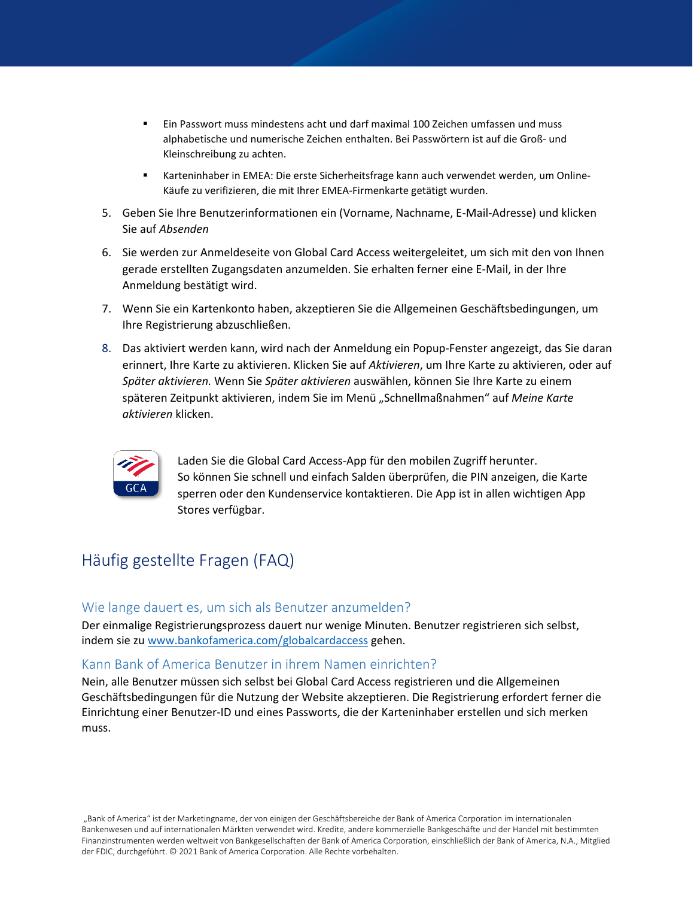- Ein Passwort muss mindestens acht und darf maximal 100 Zeichen umfassen und muss alphabetische und numerische Zeichen enthalten. Bei Passwörtern ist auf die Groß- und Kleinschreibung zu achten.
- Karteninhaber in EMEA: Die erste Sicherheitsfrage kann auch verwendet werden, um Online-Käufe zu verifizieren, die mit Ihrer EMEA-Firmenkarte getätigt wurden.

5. Geben Sie Ihre Benutzerinformationen ein (Vorname, Nachname, E-Mail-Adresse) und klicken Sie auf *Absenden*
6. Sie werden zur Anmeldeseite von Global Card Access weitergeleitet, um sich mit den von Ihnen gerade erstellten Zugangsdaten anzumelden. Sie erhalten ferner eine E-Mail, in der Ihre Anmeldung bestätigt wird.
7. Wenn Sie ein Kartenkonto haben, akzeptieren Sie die Allgemeinen Geschäftsbedingungen, um Ihre Registrierung abzuschließen.
8. Das aktiviert werden kann, wird nach der Anmeldung ein Popup-Fenster angezeigt, das Sie daran erinnert, Ihre Karte zu aktivieren. Klicken Sie auf *Aktivieren*, um Ihre Karte zu aktivieren, oder auf *Später aktivieren.* Wenn Sie *Später aktivieren* auswählen, können Sie Ihre Karte zu einem späteren Zeitpunkt aktivieren, indem Sie im Menü „Schnellmaßnahmen" auf *Meine Karte aktivieren* klicken.

GCA

Laden Sie die Global Card Access-App für den mobilen Zugriff herunter.
So können Sie schnell und einfach Salden überprüfen, die PIN anzeigen, die Karte sperren oder den Kundenservice kontaktieren. Die App ist in allen wichtigen App Stores verfügbar.

# Häufig gestellte Fragen (FAQ)

## Wie lange dauert es, um sich als Benutzer anzumelden?

Der einmalige Registrierungsprozess dauert nur wenige Minuten. Benutzer registrieren sich selbst, indem sie zu www.bankofamerica.com/globalcardaccess gehen.

## Kann Bank of America Benutzer in ihrem Namen einrichten?

Nein, alle Benutzer müssen sich selbst bei Global Card Access registrieren und die Allgemeinen Geschäftsbedingungen für die Nutzung der Website akzeptieren. Die Registrierung erfordert ferner die Einrichtung einer Benutzer-ID und eines Passworts, die der Karteninhaber erstellen und sich merken muss.

„Bank of America" ist der Marketingname, der von einigen der Geschäftsbereiche der Bank of America Corporation im internationalen Bankenwesen und auf internationalen Märkten verwendet wird. Kredite, andere kommerzielle Bankgeschäfte und der Handel mit bestimmten Finanzinstrumenten werden weltweit von Bankgesellschaften der Bank of America Corporation, einschließlich der Bank of America, N.A., Mitglied der FDIC, durchgeführt. © 2021 Bank of America Corporation. Alle Rechte vorbehalten.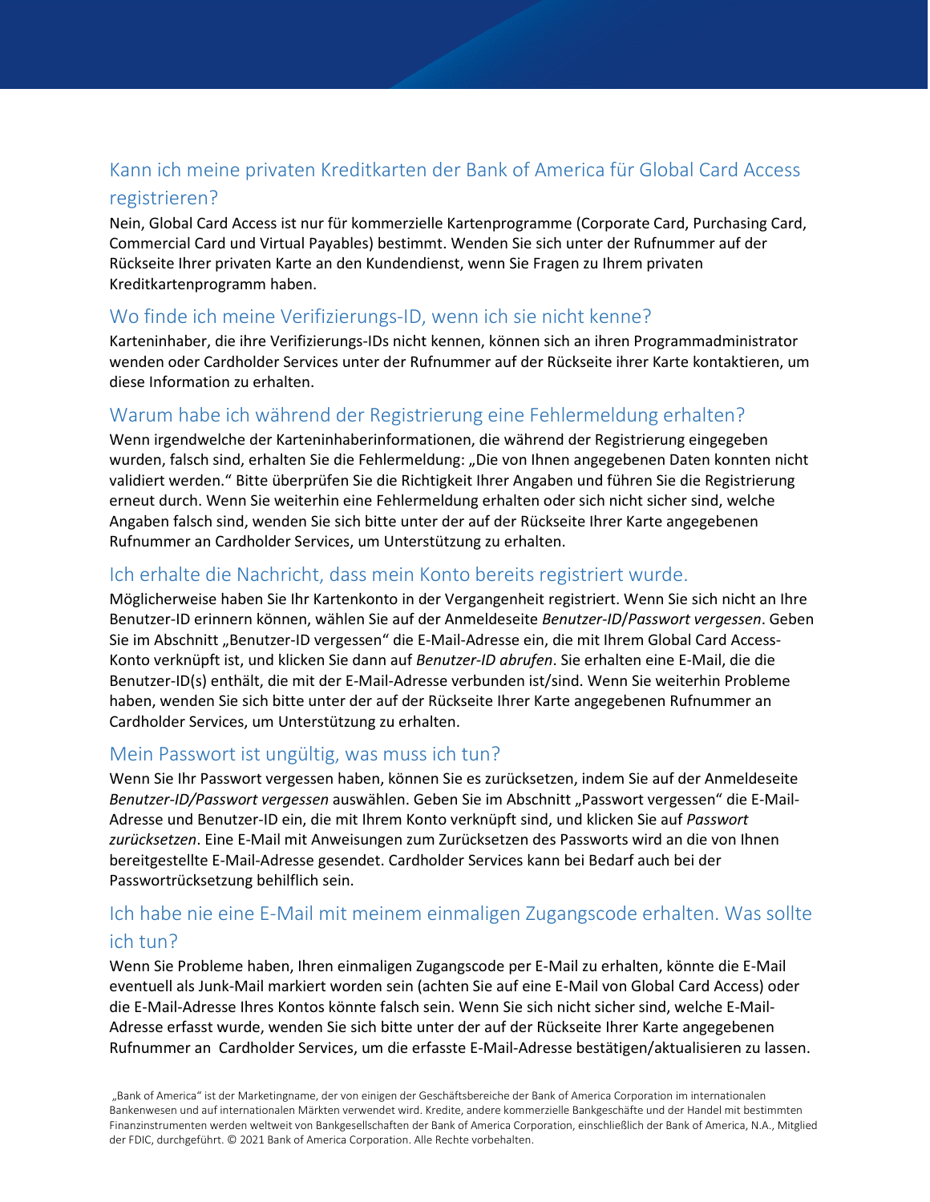## Kann ich meine privaten Kreditkarten der Bank of America für Global Card Access registrieren?

Nein, Global Card Access ist nur für kommerzielle Kartenprogramme (Corporate Card, Purchasing Card, Commercial Card und Virtual Payables) bestimmt. Wenden Sie sich unter der Rufnummer auf der Rückseite Ihrer privaten Karte an den Kundendienst, wenn Sie Fragen zu Ihrem privaten Kreditkartenprogramm haben.

## Wo finde ich meine Verifizierungs-ID, wenn ich sie nicht kenne?

Karteninhaber, die ihre Verifizierungs-IDs nicht kennen, können sich an ihren Programmadministrator wenden oder Cardholder Services unter der Rufnummer auf der Rückseite ihrer Karte kontaktieren, um diese Information zu erhalten.

## Warum habe ich während der Registrierung eine Fehlermeldung erhalten?

Wenn irgendwelche der Karteninhaberinformationen, die während der Registrierung eingegeben wurden, falsch sind, erhalten Sie die Fehlermeldung: „Die von Ihnen angegebenen Daten konnten nicht validiert werden." Bitte überprüfen Sie die Richtigkeit Ihrer Angaben und führen Sie die Registrierung erneut durch. Wenn Sie weiterhin eine Fehlermeldung erhalten oder sich nicht sicher sind, welche Angaben falsch sind, wenden Sie sich bitte unter der auf der Rückseite Ihrer Karte angegebenen Rufnummer an Cardholder Services, um Unterstützung zu erhalten.

## Ich erhalte die Nachricht, dass mein Konto bereits registriert wurde.

Möglicherweise haben Sie Ihr Kartenkonto in der Vergangenheit registriert. Wenn Sie sich nicht an Ihre Benutzer-ID erinnern können, wählen Sie auf der Anmeldeseite *Benutzer-ID*/*Passwort vergessen*. Geben Sie im Abschnitt „Benutzer-ID vergessen" die E-Mail-Adresse ein, die mit Ihrem Global Card Access-Konto verknüpft ist, und klicken Sie dann auf *Benutzer-ID abrufen*. Sie erhalten eine E-Mail, die die Benutzer-ID(s) enthält, die mit der E-Mail-Adresse verbunden ist/sind. Wenn Sie weiterhin Probleme haben, wenden Sie sich bitte unter der auf der Rückseite Ihrer Karte angegebenen Rufnummer an Cardholder Services, um Unterstützung zu erhalten.

## Mein Passwort ist ungültig, was muss ich tun?

Wenn Sie Ihr Passwort vergessen haben, können Sie es zurücksetzen, indem Sie auf der Anmeldeseite *Benutzer-ID/Passwort vergessen* auswählen. Geben Sie im Abschnitt „Passwort vergessen" die E-Mail-Adresse und Benutzer-ID ein, die mit Ihrem Konto verknüpft sind, und klicken Sie auf *Passwort zurücksetzen*. Eine E-Mail mit Anweisungen zum Zurücksetzen des Passworts wird an die von Ihnen bereitgestellte E-Mail-Adresse gesendet. Cardholder Services kann bei Bedarf auch bei der Passwortrücksetzung behilflich sein.

## Ich habe nie eine E-Mail mit meinem einmaligen Zugangscode erhalten. Was sollte ich tun?

Wenn Sie Probleme haben, Ihren einmaligen Zugangscode per E-Mail zu erhalten, könnte die E-Mail eventuell als Junk-Mail markiert worden sein (achten Sie auf eine E-Mail von Global Card Access) oder die E-Mail-Adresse Ihres Kontos könnte falsch sein. Wenn Sie sich nicht sicher sind, welche E-Mail-Adresse erfasst wurde, wenden Sie sich bitte unter der auf der Rückseite Ihrer Karte angegebenen Rufnummer an Cardholder Services, um die erfasste E-Mail-Adresse bestätigen/aktualisieren zu lassen.

„Bank of America" ist der Marketingname, der von einigen der Geschäftsbereiche der Bank of America Corporation im internationalen Bankenwesen und auf internationalen Märkten verwendet wird. Kredite, andere kommerzielle Bankgeschäfte und der Handel mit bestimmten Finanzinstrumenten werden weltweit von Bankgesellschaften der Bank of America Corporation, einschließlich der Bank of America, N.A., Mitglied der FDIC, durchgeführt. © 2021 Bank of America Corporation. Alle Rechte vorbehalten.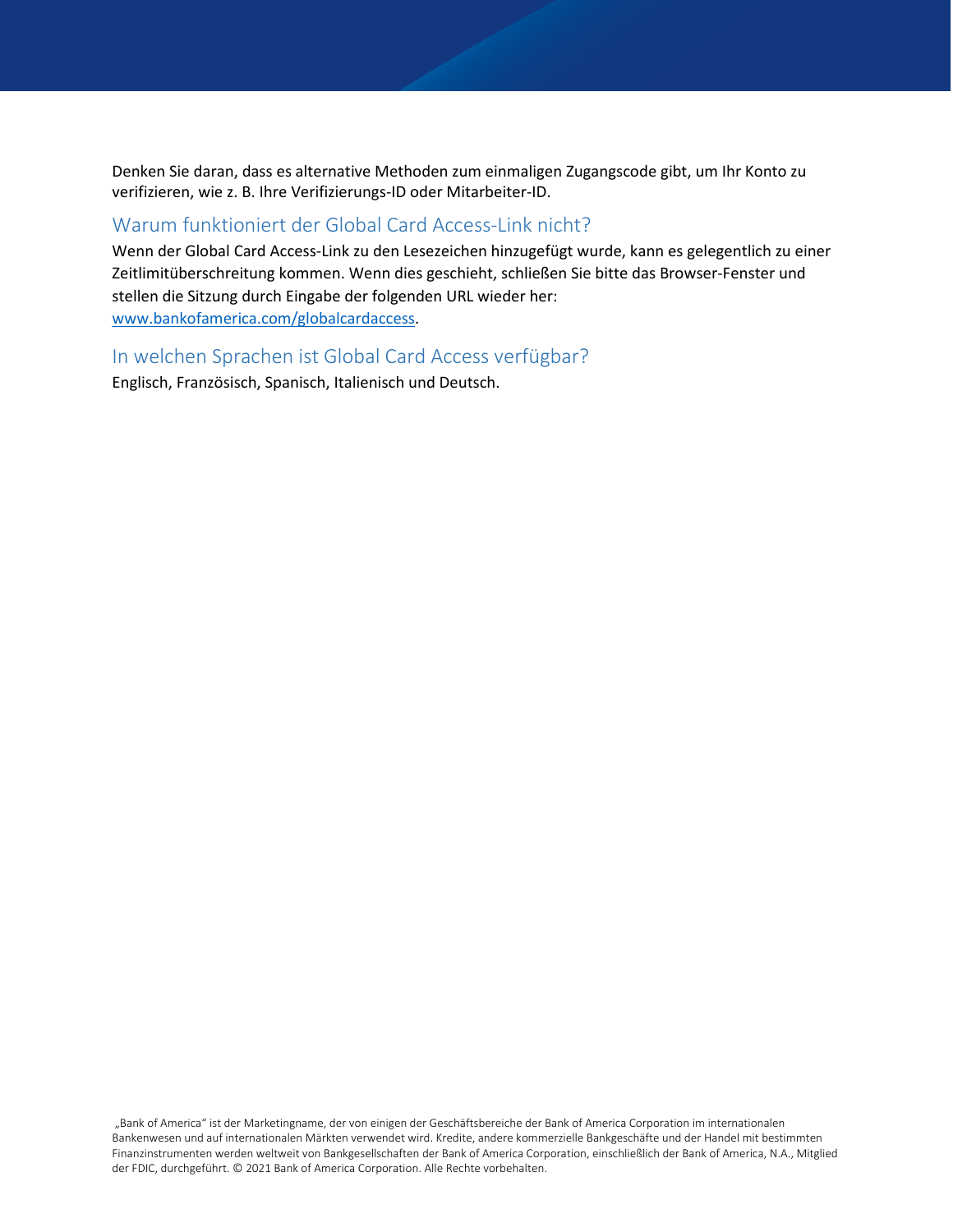Denken Sie daran, dass es alternative Methoden zum einmaligen Zugangscode gibt, um Ihr Konto zu verifizieren, wie z. B. Ihre Verifizierungs-ID oder Mitarbeiter-ID.

## Warum funktioniert der Global Card Access-Link nicht?

Wenn der Global Card Access-Link zu den Lesezeichen hinzugefügt wurde, kann es gelegentlich zu einer Zeitlimitüberschreitung kommen. Wenn dies geschieht, schließen Sie bitte das Browser-Fenster und stellen die Sitzung durch Eingabe der folgenden URL wieder her: [www.bankofamerica.com/globalcardaccess](http://www.bankofamerica.com/globalcardaccess).

## In welchen Sprachen ist Global Card Access verfügbar?

Englisch, Französisch, Spanisch, Italienisch und Deutsch.

„Bank of America" ist der Marketingname, der von einigen der Geschäftsbereiche der Bank of America Corporation im internationalen Bankenwesen und auf internationalen Märkten verwendet wird. Kredite, andere kommerzielle Bankgeschäfte und der Handel mit bestimmten Finanzinstrumenten werden weltweit von Bankgesellschaften der Bank of America Corporation, einschließlich der Bank of America, N.A., Mitglied der FDIC, durchgeführt. © 2021 Bank of America Corporation. Alle Rechte vorbehalten.